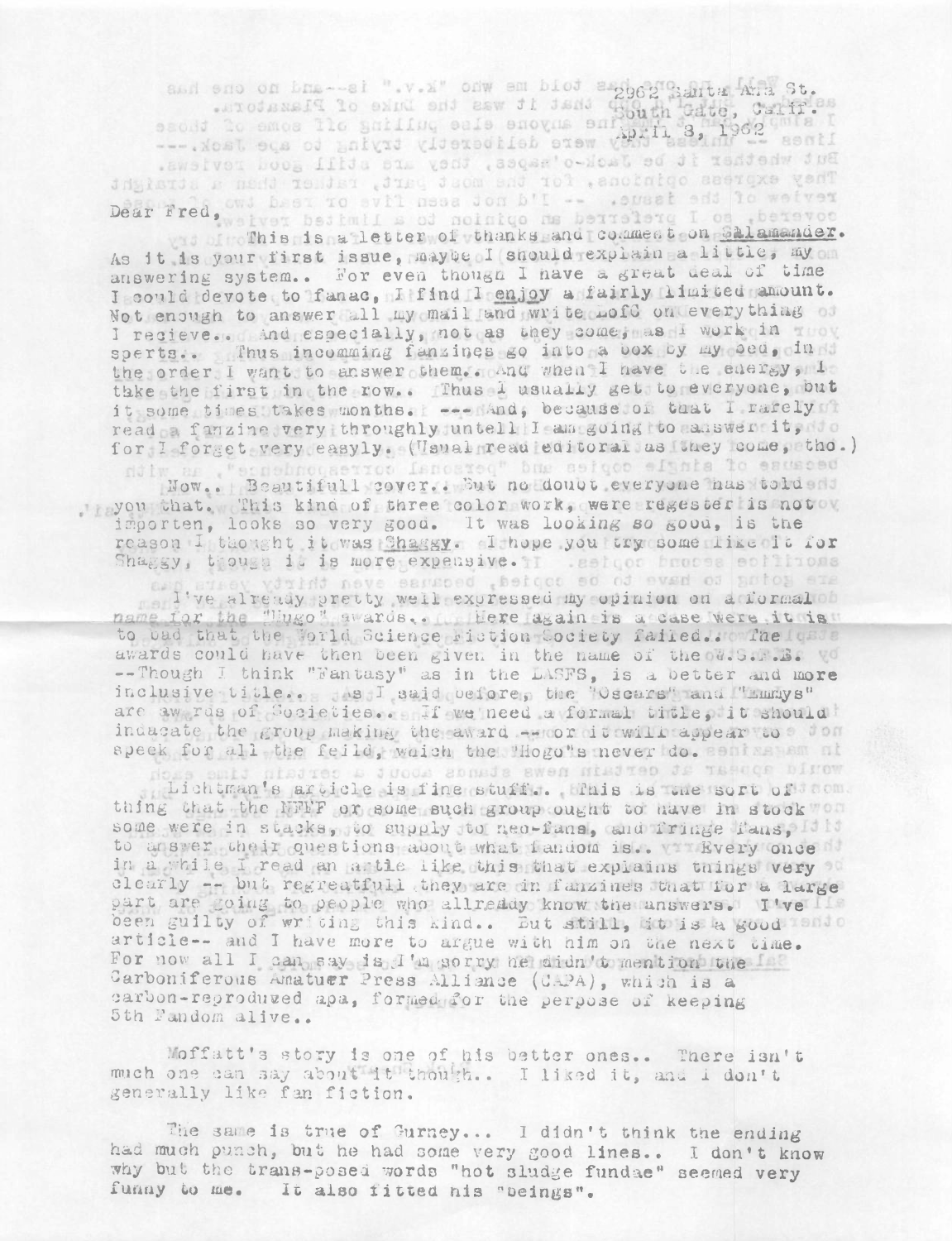2962 Santa Ana St.
South Gate, Calif.
April 8, 1962

Dear Fred,

This is a letter of thanks and comment on Salamander. As it is your first issue, maybe I should explain a little, my answering system.. For even though I have a great deal of time I could devote to fanac, I find I enjoy a fairly limited amount. Not enough to answer all my mail and write LofC on everything I recieve.. And especially, not as they come, as I work in sperts.. Thus incomming fanzines go into a box by my bed, in the order I want to answer them.. And when I have the energy, I take the first in the row.. Thus I usually get to everyone, but it some times takes months. --- And, because of that I rarely read a fanzine very throughly untell I am going to answer it, for I forget very easyly. (Usual read editoral as they come, tho.)

Now.. Beautifull cover.. But no doubt everyone has told you that. This kind of three color work, were regester is not importen, looks so very good. It was looking so good, is the reason I thought it was Shaggy. I hope you try some like it for Shaggy, tough it is more expensive.

I've already pretty well expressed my opinion on a formal name for the "Hugo" awards.. Here again is a case were it is to bad that the World Science Fiction Society failed.. The awards could have then been given in the name of the W.S.F.S. --Though I think "Fantasy" as in the LASFS, is a better and more inclusive title.. As I said before, the "Oscars" and "Emmys" are awards of Societies.. If we need a formal title, it should indacate the group making the award -- or it will appear to speek for all the feild, which the "Hogo"s never do.

Lichtman's article is fine stuff.. This is the sort of thing that the NFFF or some such group ought to have in stock some were in stacks, to supply to neo-fans, and fringe fans, to answer their questions about what fandom is.. Every once in a while I read an artie like this that explains things very clearly -- but regreatfull they are in fanzines that for a large part are going to people who allready know the answers. I've been guilty of writing this kind.. But still, it is a good article-- and I have more to argue with him on the next time. For now all I can say is I'm sorry he didn't mention the Carboniferous Amatuer Press Alliance (CAPA), which is a carbon-reproduced apa, formed for the perpose of keeping 5th Fandom alive..

Moffatt's story is one of his better ones.. There isn't much one can say about it though.. I liked it, and I don't generally like fan fiction.

The same is true of Gurney... I didn't think the ending had much punch, but he had some very good lines.. I don't know why but the trans-posed words "hot sludge fundae" seemed very funny to me. It also fitted his "beings".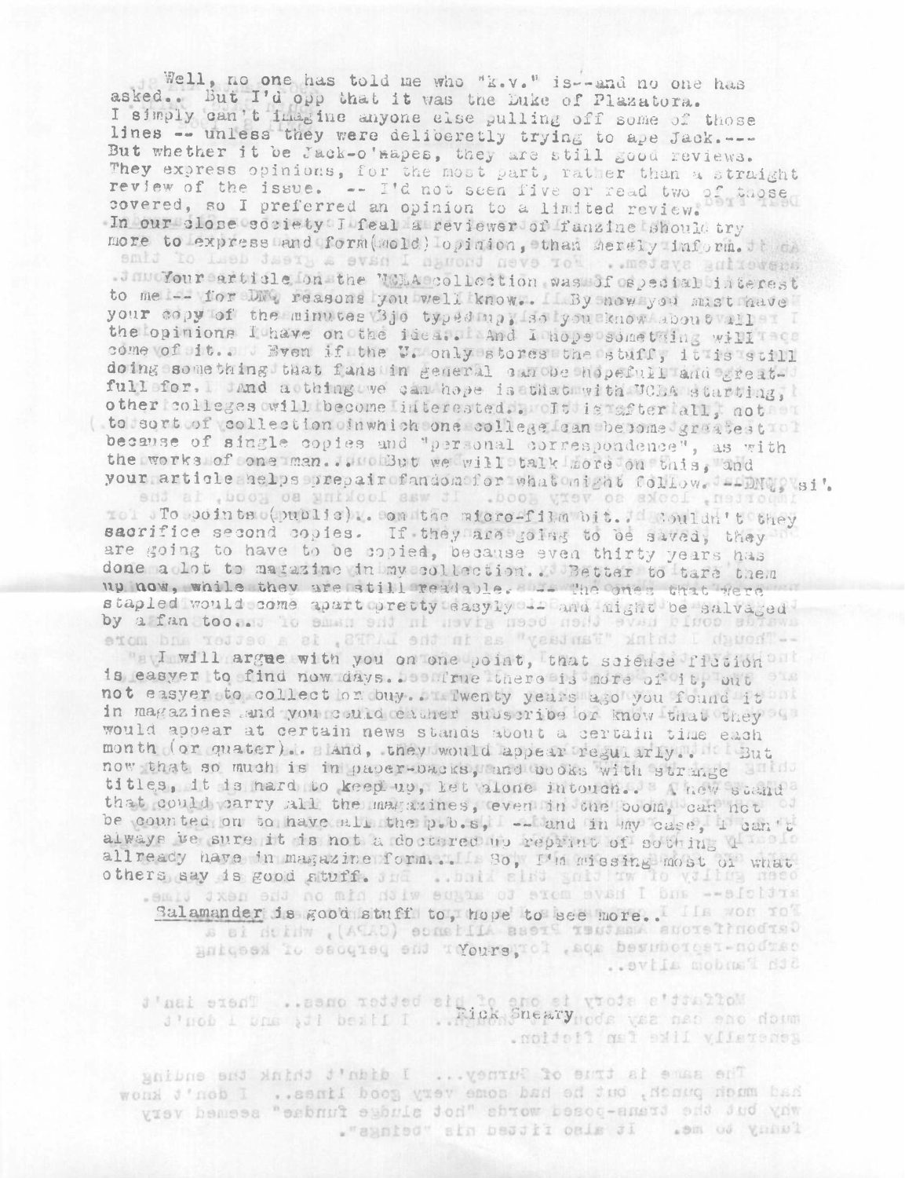Well, no one has told me who "k.v." is--and no one has asked.. But I'd opp that it was the Duke of Plazatora. I simply can't imagine anyone else pulling off some of those lines -- unless they were deliberetly trying to ape Jack.--- But whether it be Jack-o'napes, they are still good reviews. They express opinions, for the most part, rather than a straight review of the issue. -- I'd not seen five or read two of those covered, so I preferred an opinion to a limited review. In our close society I feal a reviewer of fanzine should try more to express and form(mold) opinion, than merely inform.

Your article on the UCLA collection was of special interest to me -- for DNQ reasons you well know.. By now you must have your copy of the minutes Bjo typed up, so you know about all the opinions I have on the idea. And I hope something will come of it.. Even if the U. only stores the stuff, it is still doing something that fans in general can be hopefull and greatfull for. And a thing we can hope is that with UCLA starting, other colleges will become interested.. It is after all, not to sort of collection inwhich one college can become greatest because of single copies and "personal correspondence", as with the works of one man... But we will talk more on this, and your article helps prepair fandom for what might follow. --DNQ, si'.

To points (public).. on the micro-film bit.. Couldn't they sacrifice second copies. If they are going to be saved, they are going to have to be copied, because even thirty years has done a lot to magazine in my collection.. Better to tare them up now, while they are still readable. -- The ones that were stapled would come apart pretty easyly -- and might be salvaged by a fan too..

I will argue with you on one point, that science fiction is easyer to find now days.. True there is more of it, but not easyer to collect or buy.. Twenty years ago you found it in magazines and you could eather subscribe or know that they would appear at certain news stands about a certain time each month (or quater).. And, they would appear regularly.. But now that so much is in paper-backs, and books with strange titles, it is hard to keep up, let alone intouch.. A new stand that could carry all the magazines, even in the boom, can not be counted on to have all the p.b.s, -- and in my case, I can't always be sure it is not a doctored up reprint of sothing I allready have in magazine form... So, I'm missing most of what others say is good stuff.

Salamander is good stuff to, hope to see more..

Yours,

Rick Sneary